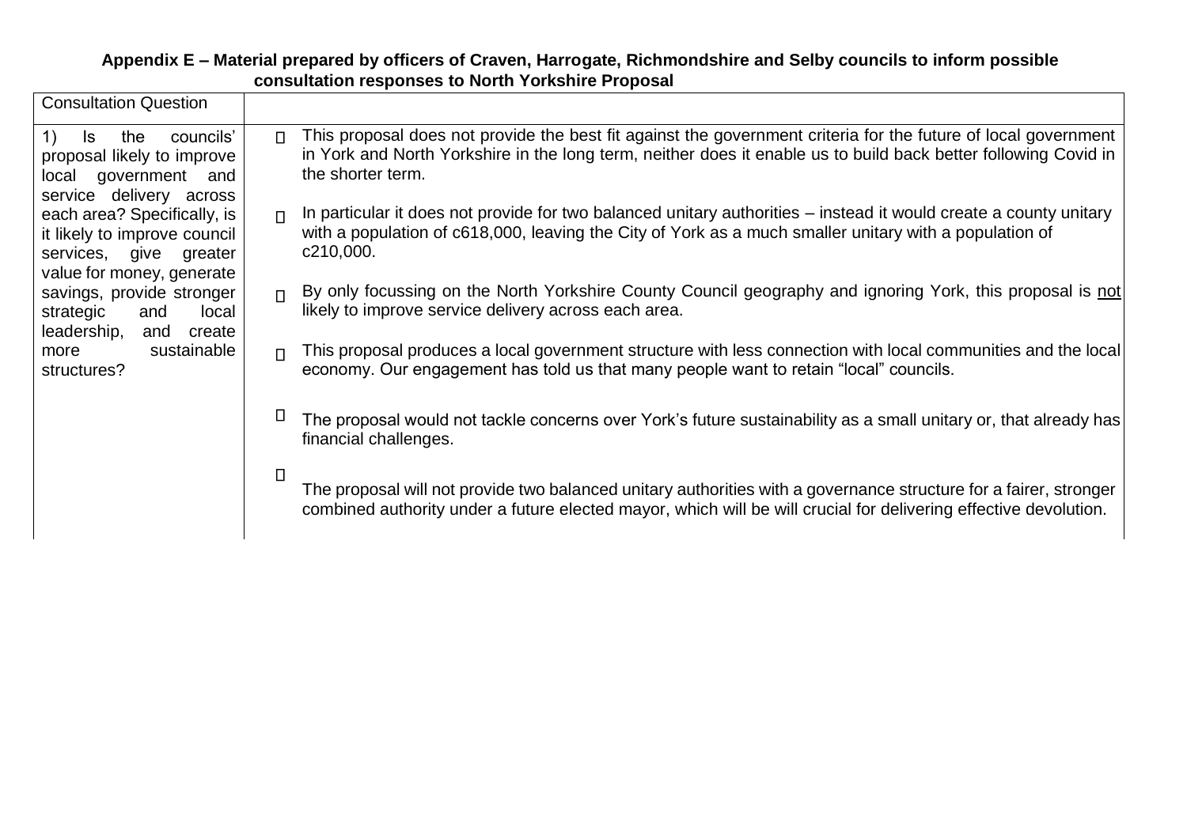**Appendix E – Material prepared by officers of Craven, Harrogate, Richmondshire and Selby councils to inform possible consultation responses to North Yorkshire Proposal**

| Consultation Question | |
|---|---|
| 1) Is the councils' proposal likely to improve local government and service delivery across each area? Specifically, is it likely to improve council services, give greater value for money, generate savings, provide stronger strategic and local leadership, and create more sustainable structures? | • This proposal does not provide the best fit against the government criteria for the future of local government in York and North Yorkshire in the long term, neither does it enable us to build back better following Covid in the shorter term.<br><br>• In particular it does not provide for two balanced unitary authorities – instead it would create a county unitary with a population of c618,000, leaving the City of York as a much smaller unitary with a population of c210,000.<br><br>• By only focussing on the North Yorkshire County Council geography and ignoring York, this proposal is <u>not</u> likely to improve service delivery across each area.<br><br>• This proposal produces a local government structure with less connection with local communities and the local economy. Our engagement has told us that many people want to retain "local" councils.<br><br>• The proposal would not tackle concerns over York's future sustainability as a small unitary or, that already has financial challenges.<br><br>• The proposal will not provide two balanced unitary authorities with a governance structure for a fairer, stronger combined authority under a future elected mayor, which will be will crucial for delivering effective devolution. |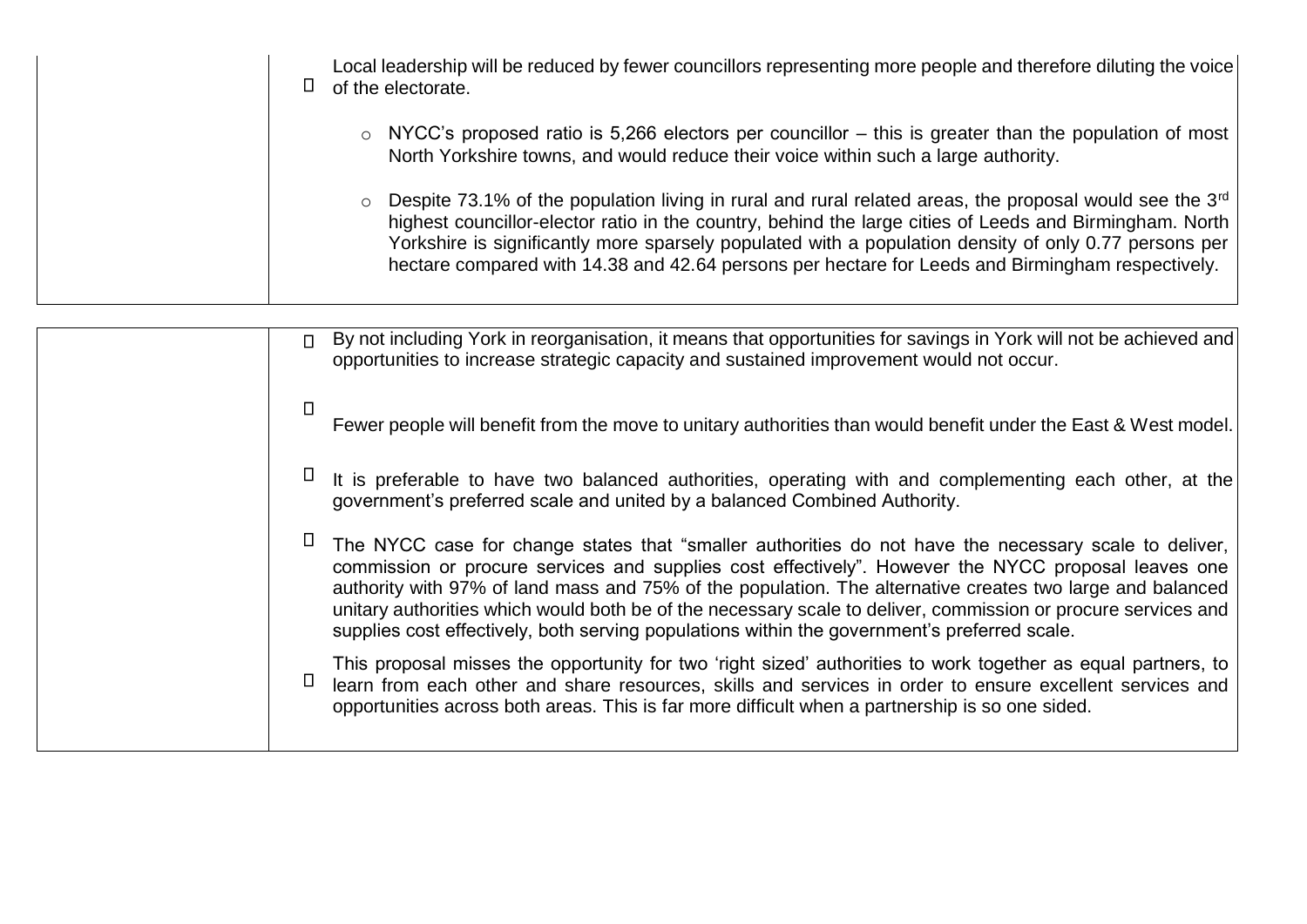| | |
|---|---|
| | • Local leadership will be reduced by fewer councillors representing more people and therefore diluting the voice of the electorate.<br><br>  ○ NYCC's proposed ratio is 5,266 electors per councillor – this is greater than the population of most North Yorkshire towns, and would reduce their voice within such a large authority.<br><br>  ○ Despite 73.1% of the population living in rural and rural related areas, the proposal would see the 3rd highest councillor-elector ratio in the country, behind the large cities of Leeds and Birmingham. North Yorkshire is significantly more sparsely populated with a population density of only 0.77 persons per hectare compared with 14.38 and 42.64 persons per hectare for Leeds and Birmingham respectively. |

| | |
|---|---|
| | • By not including York in reorganisation, it means that opportunities for savings in York will not be achieved and opportunities to increase strategic capacity and sustained improvement would not occur.<br><br>• Fewer people will benefit from the move to unitary authorities than would benefit under the East & West model.<br><br>• It is preferable to have two balanced authorities, operating with and complementing each other, at the government's preferred scale and united by a balanced Combined Authority.<br><br>• The NYCC case for change states that "smaller authorities do not have the necessary scale to deliver, commission or procure services and supplies cost effectively". However the NYCC proposal leaves one authority with 97% of land mass and 75% of the population. The alternative creates two large and balanced unitary authorities which would both be of the necessary scale to deliver, commission or procure services and supplies cost effectively, both serving populations within the government's preferred scale.<br><br>• This proposal misses the opportunity for two 'right sized' authorities to work together as equal partners, to learn from each other and share resources, skills and services in order to ensure excellent services and opportunities across both areas. This is far more difficult when a partnership is so one sided. |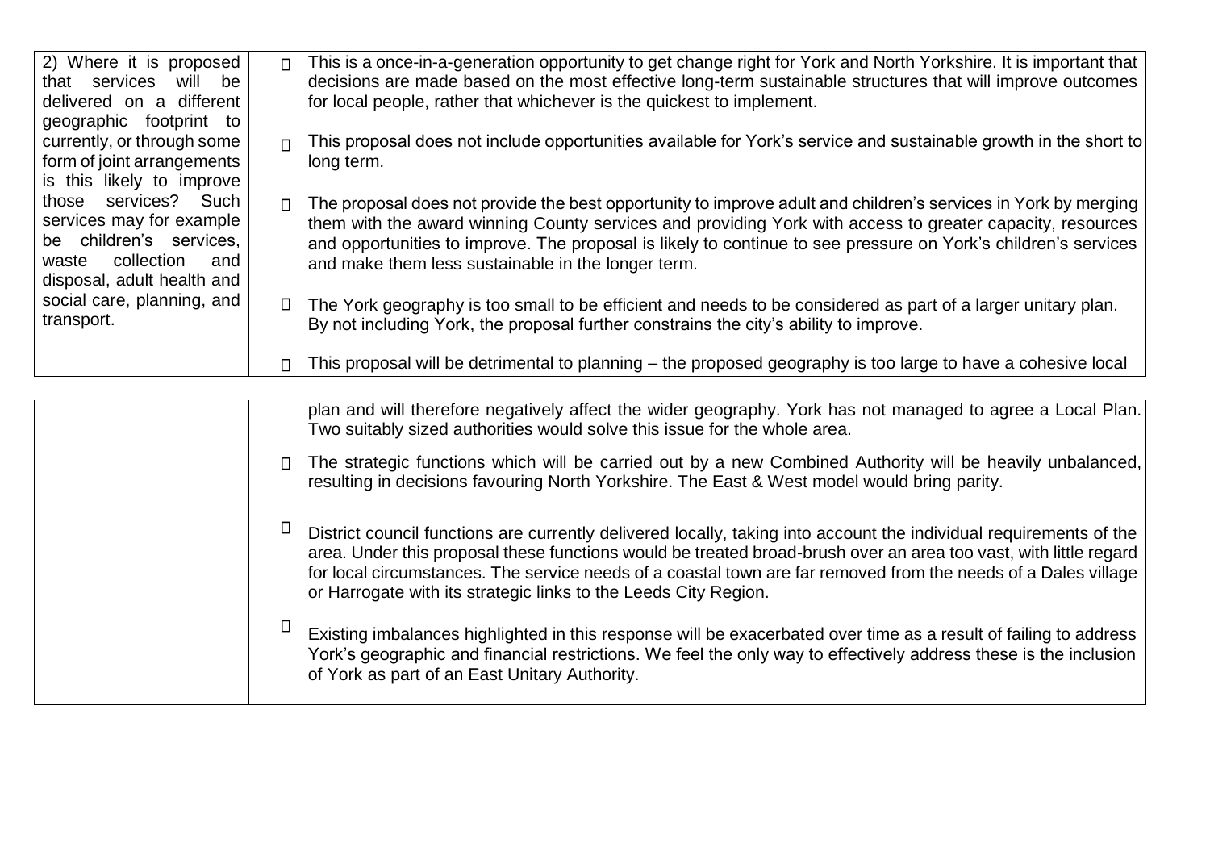| | |
|---|---|
| 2) Where it is proposed that services will be delivered on a different geographic footprint to currently, or through some form of joint arrangements is this likely to improve those services? Such services may for example be children's services, waste collection and disposal, adult health and social care, planning, and transport. | - This is a once-in-a-generation opportunity to get change right for York and North Yorkshire. It is important that decisions are made based on the most effective long-term sustainable structures that will improve outcomes for local people, rather that whichever is the quickest to implement.<br>- This proposal does not include opportunities available for York's service and sustainable growth in the short to long term.<br>- The proposal does not provide the best opportunity to improve adult and children's services in York by merging them with the award winning County services and providing York with access to greater capacity, resources and opportunities to improve. The proposal is likely to continue to see pressure on York's children's services and make them less sustainable in the longer term.<br>- The York geography is too small to be efficient and needs to be considered as part of a larger unitary plan. By not including York, the proposal further constrains the city's ability to improve.<br>- This proposal will be detrimental to planning – the proposed geography is too large to have a cohesive local plan and will therefore negatively affect the wider geography. York has not managed to agree a Local Plan. Two suitably sized authorities would solve this issue for the whole area.<br>- The strategic functions which will be carried out by a new Combined Authority will be heavily unbalanced, resulting in decisions favouring North Yorkshire. The East & West model would bring parity.<br>- District council functions are currently delivered locally, taking into account the individual requirements of the area. Under this proposal these functions would be treated broad-brush over an area too vast, with little regard for local circumstances. The service needs of a coastal town are far removed from the needs of a Dales village or Harrogate with its strategic links to the Leeds City Region.<br>- Existing imbalances highlighted in this response will be exacerbated over time as a result of failing to address York's geographic and financial restrictions. We feel the only way to effectively address these is the inclusion of York as part of an East Unitary Authority. |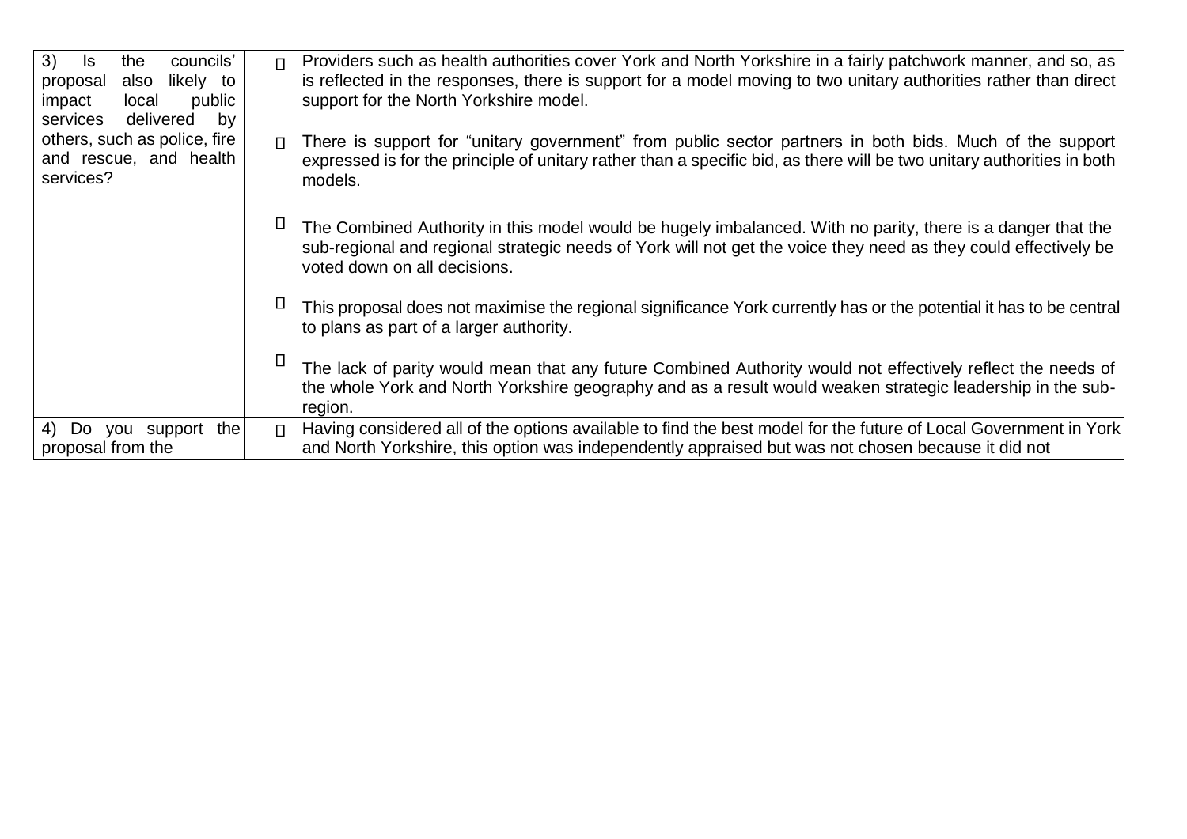| | |
|---|---|
| 3) Is the councils' proposal also likely to impact local public services delivered by others, such as police, fire and rescue, and health services? | - Providers such as health authorities cover York and North Yorkshire in a fairly patchwork manner, and so, as is reflected in the responses, there is support for a model moving to two unitary authorities rather than direct support for the North Yorkshire model.<br><br>- There is support for "unitary government" from public sector partners in both bids. Much of the support expressed is for the principle of unitary rather than a specific bid, as there will be two unitary authorities in both models.<br><br>- The Combined Authority in this model would be hugely imbalanced. With no parity, there is a danger that the sub-regional and regional strategic needs of York will not get the voice they need as they could effectively be voted down on all decisions.<br><br>- This proposal does not maximise the regional significance York currently has or the potential it has to be central to plans as part of a larger authority.<br><br>- The lack of parity would mean that any future Combined Authority would not effectively reflect the needs of the whole York and North Yorkshire geography and as a result would weaken strategic leadership in the sub-region. |
| 4) Do you support the proposal from the | - Having considered all of the options available to find the best model for the future of Local Government in York and North Yorkshire, this option was independently appraised but was not chosen because it did not |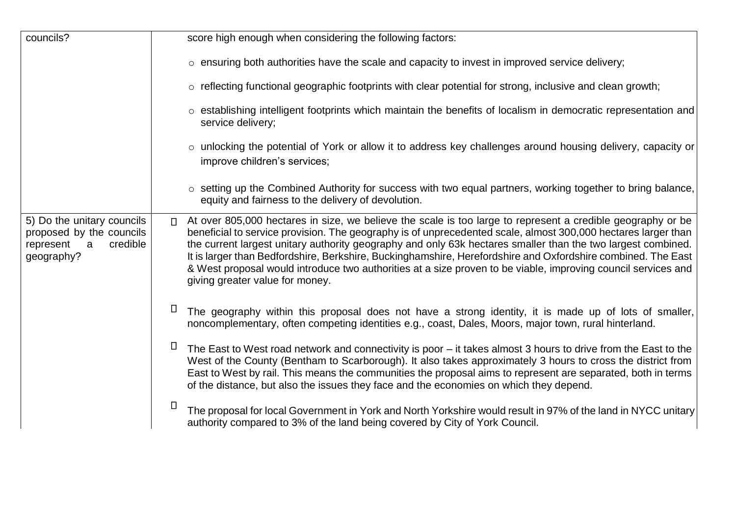| | |
|---|---|
| councils? | score high enough when considering the following factors:<br><br>○ ensuring both authorities have the scale and capacity to invest in improved service delivery;<br><br>○ reflecting functional geographic footprints with clear potential for strong, inclusive and clean growth;<br><br>○ establishing intelligent footprints which maintain the benefits of localism in democratic representation and service delivery;<br><br>○ unlocking the potential of York or allow it to address key challenges around housing delivery, capacity or improve children's services;<br><br>○ setting up the Combined Authority for success with two equal partners, working together to bring balance, equity and fairness to the delivery of devolution. |
| 5) Do the unitary councils proposed by the councils represent a credible geography? | • At over 805,000 hectares in size, we believe the scale is too large to represent a credible geography or be beneficial to service provision. The geography is of unprecedented scale, almost 300,000 hectares larger than the current largest unitary authority geography and only 63k hectares smaller than the two largest combined. It is larger than Bedfordshire, Berkshire, Buckinghamshire, Herefordshire and Oxfordshire combined. The East & West proposal would introduce two authorities at a size proven to be viable, improving council services and giving greater value for money.<br><br>• The geography within this proposal does not have a strong identity, it is made up of lots of smaller, noncomplementary, often competing identities e.g., coast, Dales, Moors, major town, rural hinterland.<br><br>• The East to West road network and connectivity is poor – it takes almost 3 hours to drive from the East to the West of the County (Bentham to Scarborough). It also takes approximately 3 hours to cross the district from East to West by rail. This means the communities the proposal aims to represent are separated, both in terms of the distance, but also the issues they face and the economies on which they depend.<br><br>• The proposal for local Government in York and North Yorkshire would result in 97% of the land in NYCC unitary authority compared to 3% of the land being covered by City of York Council. |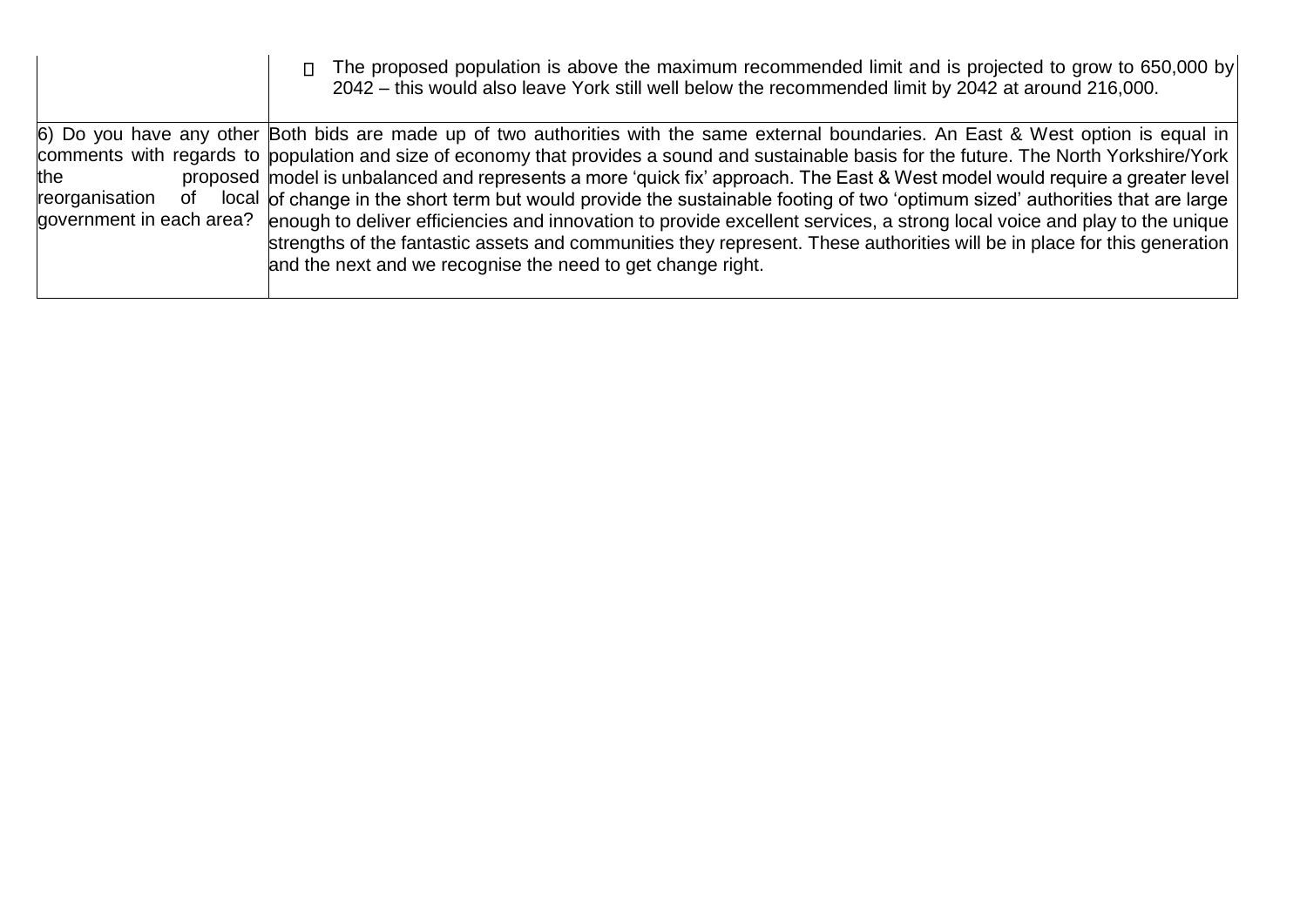| | |
|---|---|
| | - The proposed population is above the maximum recommended limit and is projected to grow to 650,000 by 2042 – this would also leave York still well below the recommended limit by 2042 at around 216,000. |
| 6) Do you have any other comments with regards to the proposed reorganisation of local government in each area? | Both bids are made up of two authorities with the same external boundaries. An East & West option is equal in population and size of economy that provides a sound and sustainable basis for the future. The North Yorkshire/York model is unbalanced and represents a more 'quick fix' approach. The East & West model would require a greater level of change in the short term but would provide the sustainable footing of two 'optimum sized' authorities that are large enough to deliver efficiencies and innovation to provide excellent services, a strong local voice and play to the unique strengths of the fantastic assets and communities they represent. These authorities will be in place for this generation and the next and we recognise the need to get change right. |